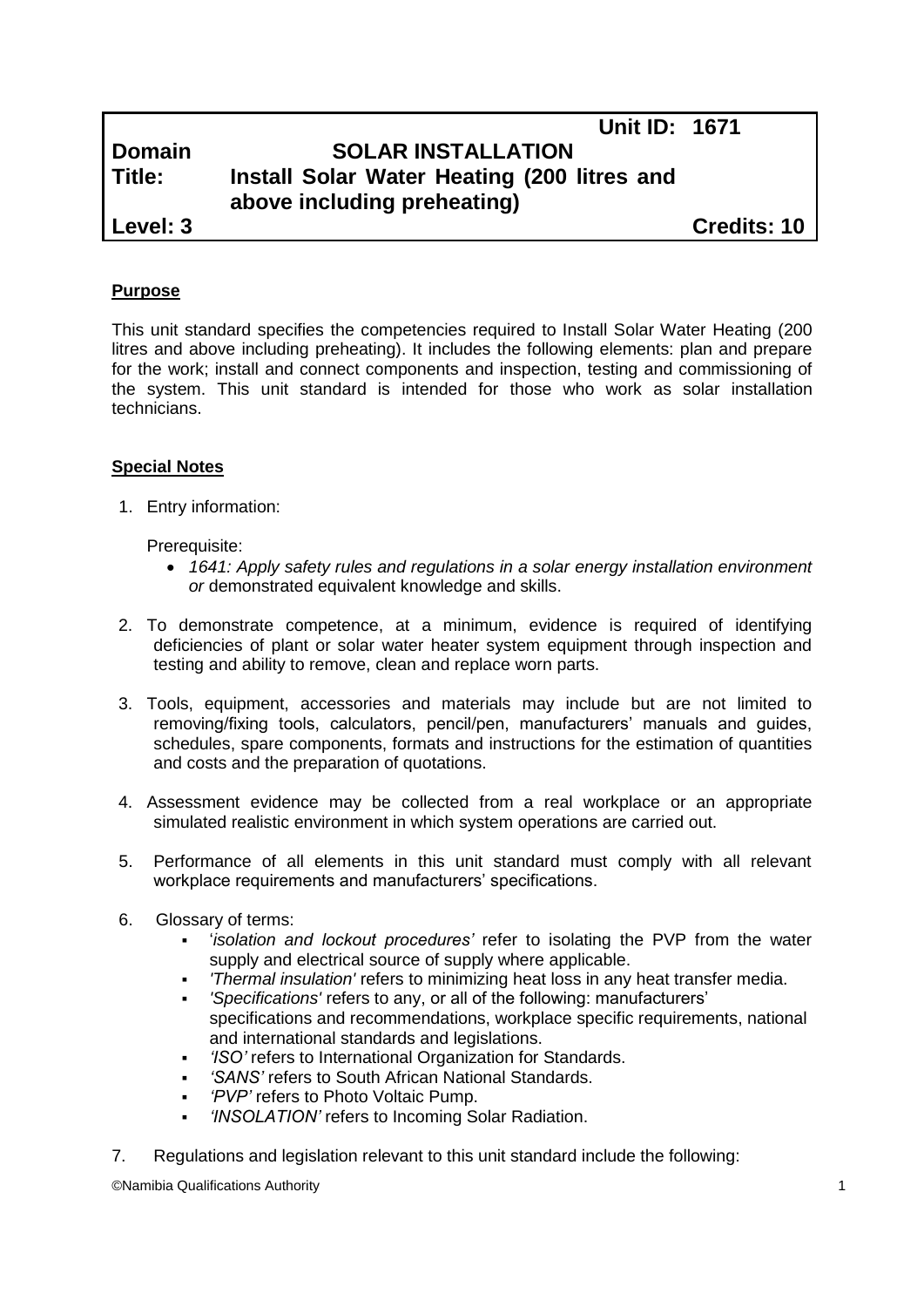| | | |
|---|---|---|
| | | **Unit ID: 1671** |
| **Domain** | **SOLAR INSTALLATION** | |
| **Title:** | **Install Solar Water Heating (200 litres and above including preheating)** | |
| **Level: 3** | | **Credits: 10** |

**Purpose**

This unit standard specifies the competencies required to Install Solar Water Heating (200 litres and above including preheating). It includes the following elements: plan and prepare for the work; install and connect components and inspection, testing and commissioning of the system. This unit standard is intended for those who work as solar installation technicians.

**Special Notes**

1. Entry information:

   Prerequisite:
   - *1641: Apply safety rules and regulations in a solar energy installation environment or* demonstrated equivalent knowledge and skills.

2. To demonstrate competence, at a minimum, evidence is required of identifying deficiencies of plant or solar water heater system equipment through inspection and testing and ability to remove, clean and replace worn parts.

3. Tools, equipment, accessories and materials may include but are not limited to removing/fixing tools, calculators, pencil/pen, manufacturers' manuals and guides, schedules, spare components, formats and instructions for the estimation of quantities and costs and the preparation of quotations.

4. Assessment evidence may be collected from a real workplace or an appropriate simulated realistic environment in which system operations are carried out.

5. Performance of all elements in this unit standard must comply with all relevant workplace requirements and manufacturers' specifications.

6. Glossary of terms:
   - '*isolation and lockout procedures'* refer to isolating the PVP from the water supply and electrical source of supply where applicable.
   - *'Thermal insulation'* refers to minimizing heat loss in any heat transfer media.
   - *'Specifications'* refers to any, or all of the following: manufacturers' specifications and recommendations, workplace specific requirements, national and international standards and legislations.
   - *'ISO'* refers to International Organization for Standards.
   - *'SANS'* refers to South African National Standards.
   - *'PVP'* refers to Photo Voltaic Pump.
   - *'INSOLATION'* refers to Incoming Solar Radiation.

7. Regulations and legislation relevant to this unit standard include the following: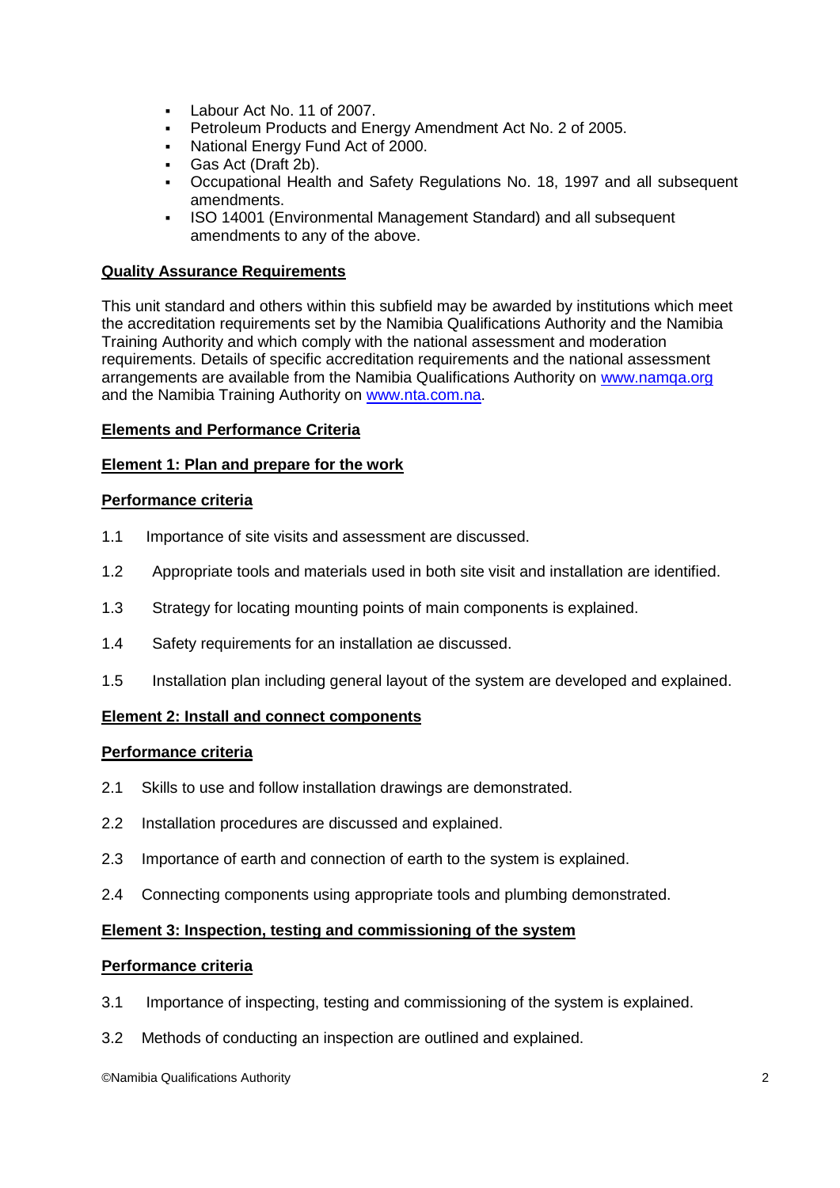- Labour Act No. 11 of 2007.
- Petroleum Products and Energy Amendment Act No. 2 of 2005.
- National Energy Fund Act of 2000.
- Gas Act (Draft 2b).
- Occupational Health and Safety Regulations No. 18, 1997 and all subsequent amendments.
- ISO 14001 (Environmental Management Standard) and all subsequent amendments to any of the above.

**Quality Assurance Requirements**

This unit standard and others within this subfield may be awarded by institutions which meet the accreditation requirements set by the Namibia Qualifications Authority and the Namibia Training Authority and which comply with the national assessment and moderation requirements. Details of specific accreditation requirements and the national assessment arrangements are available from the Namibia Qualifications Authority on www.namqa.org and the Namibia Training Authority on www.nta.com.na.

**Elements and Performance Criteria**

**Element 1: Plan and prepare for the work**

**Performance criteria**

1.1 Importance of site visits and assessment are discussed.

1.2 Appropriate tools and materials used in both site visit and installation are identified.

1.3 Strategy for locating mounting points of main components is explained.

1.4 Safety requirements for an installation ae discussed.

1.5 Installation plan including general layout of the system are developed and explained.

**Element 2: Install and connect components**

**Performance criteria**

2.1 Skills to use and follow installation drawings are demonstrated.

2.2 Installation procedures are discussed and explained.

2.3 Importance of earth and connection of earth to the system is explained.

2.4 Connecting components using appropriate tools and plumbing demonstrated.

**Element 3: Inspection, testing and commissioning of the system**

**Performance criteria**

3.1 Importance of inspecting, testing and commissioning of the system is explained.

3.2 Methods of conducting an inspection are outlined and explained.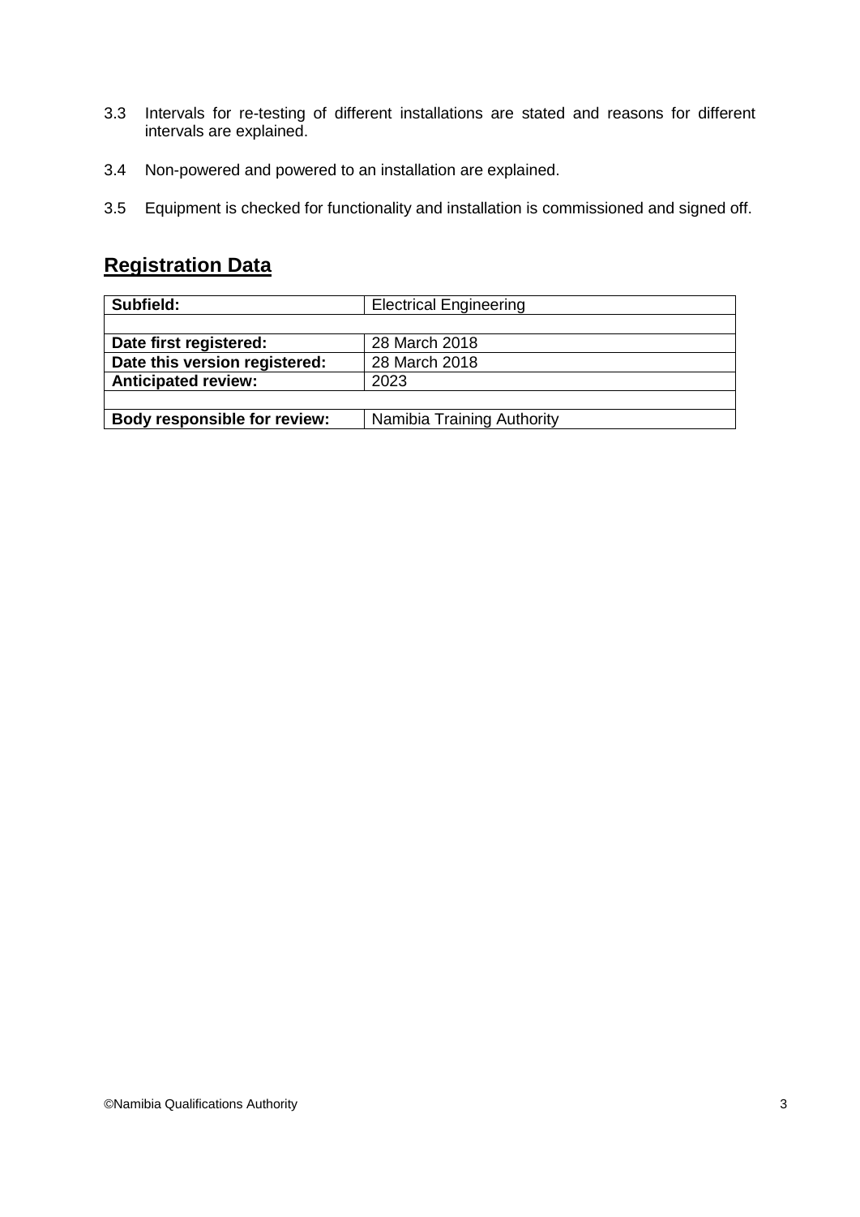3.3 Intervals for re-testing of different installations are stated and reasons for different intervals are explained.

3.4 Non-powered and powered to an installation are explained.

3.5 Equipment is checked for functionality and installation is commissioned and signed off.

## Registration Data

| | |
|---|---|
| **Subfield:** | Electrical Engineering |
| | |
| **Date first registered:** | 28 March 2018 |
| **Date this version registered:** | 28 March 2018 |
| **Anticipated review:** | 2023 |
| | |
| **Body responsible for review:** | Namibia Training Authority |

©Namibia Qualifications Authority